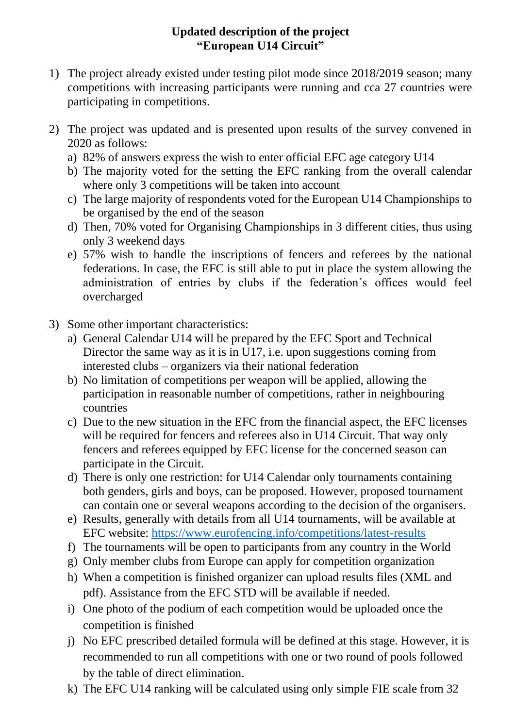**Updated description of the project**
**"European U14 Circuit"**

1) The project already existed under testing pilot mode since 2018/2019 season; many competitions with increasing participants were running and cca 27 countries were participating in competitions.

2) The project was updated and is presented upon results of the survey convened in 2020 as follows:
   a) 82% of answers express the wish to enter official EFC age category U14
   b) The majority voted for the setting the EFC ranking from the overall calendar where only 3 competitions will be taken into account
   c) The large majority of respondents voted for the European U14 Championships to be organised by the end of the season
   d) Then, 70% voted for Organising Championships in 3 different cities, thus using only 3 weekend days
   e) 57% wish to handle the inscriptions of fencers and referees by the national federations. In case, the EFC is still able to put in place the system allowing the administration of entries by clubs if the federation´s offices would feel overcharged

3) Some other important characteristics:
   a) General Calendar U14 will be prepared by the EFC Sport and Technical Director the same way as it is in U17, i.e. upon suggestions coming from interested clubs – organizers via their national federation
   b) No limitation of competitions per weapon will be applied, allowing the participation in reasonable number of competitions, rather in neighbouring countries
   c) Due to the new situation in the EFC from the financial aspect, the EFC licenses will be required for fencers and referees also in U14 Circuit. That way only fencers and referees equipped by EFC license for the concerned season can participate in the Circuit.
   d) There is only one restriction: for U14 Calendar only tournaments containing both genders, girls and boys, can be proposed. However, proposed tournament can contain one or several weapons according to the decision of the organisers.
   e) Results, generally with details from all U14 tournaments, will be available at EFC website: https://www.eurofencing.info/competitions/latest-results
   f) The tournaments will be open to participants from any country in the World
   g) Only member clubs from Europe can apply for competition organization
   h) When a competition is finished organizer can upload results files (XML and pdf). Assistance from the EFC STD will be available if needed.
   i) One photo of the podium of each competition would be uploaded once the competition is finished
   j) No EFC prescribed detailed formula will be defined at this stage. However, it is recommended to run all competitions with one or two round of pools followed by the table of direct elimination.
   k) The EFC U14 ranking will be calculated using only simple FIE scale from 32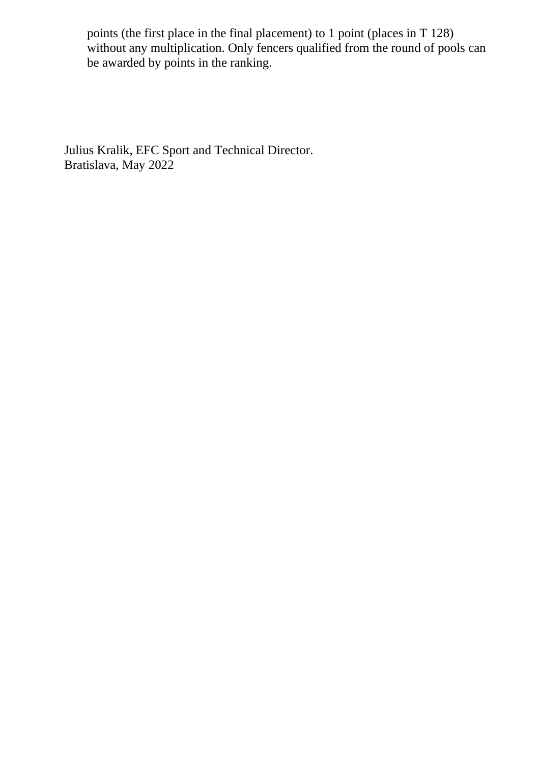points (the first place in the final placement) to 1 point (places in T 128) without any multiplication. Only fencers qualified from the round of pools can be awarded by points in the ranking.

Julius Kralik, EFC Sport and Technical Director.
Bratislava, May 2022